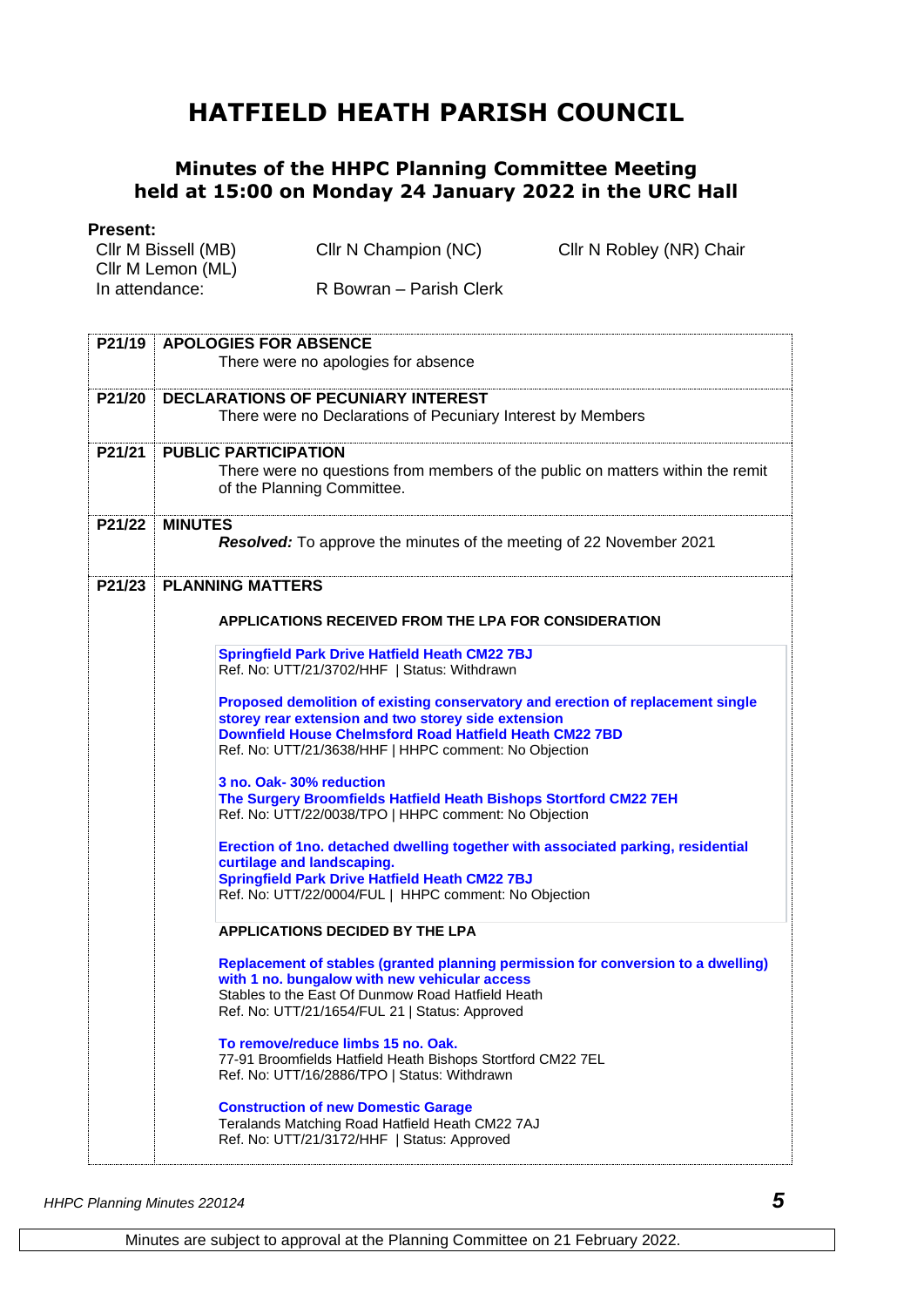# HATFIELD HEATH PARISH COUNCIL

## Minutes of the HHPC Planning Committee Meeting held at 15:00 on Monday 24 January 2022 in the URC Hall

**Present:**

| | | |
|---|---|---|
| Cllr M Bissell (MB) | Cllr N Champion (NC) | Cllr N Robley (NR) Chair |
| Cllr M Lemon (ML) | | |
| In attendance: | R Bowran – Parish Clerk | |

| | |
|---|---|
| **P21/19** | **APOLOGIES FOR ABSENCE**<br>There were no apologies for absence |
| **P21/20** | **DECLARATIONS OF PECUNIARY INTEREST**<br>There were no Declarations of Pecuniary Interest by Members |
| **P21/21** | **PUBLIC PARTICIPATION**<br>There were no questions from members of the public on matters within the remit of the Planning Committee. |
| **P21/22** | **MINUTES**<br>***Resolved:*** To approve the minutes of the meeting of 22 November 2021 |
| **P21/23** | **PLANNING MATTERS** |

**APPLICATIONS RECEIVED FROM THE LPA FOR CONSIDERATION**

**Springfield Park Drive Hatfield Heath CM22 7BJ**
Ref. No: UTT/21/3702/HHF | Status: Withdrawn

**Proposed demolition of existing conservatory and erection of replacement single storey rear extension and two storey side extension**
**Downfield House Chelmsford Road Hatfield Heath CM22 7BD**
Ref. No: UTT/21/3638/HHF | HHPC comment: No Objection

**3 no. Oak- 30% reduction**
**The Surgery Broomfields Hatfield Heath Bishops Stortford CM22 7EH**
Ref. No: UTT/22/0038/TPO | HHPC comment: No Objection

**Erection of 1no. detached dwelling together with associated parking, residential curtilage and landscaping.**
**Springfield Park Drive Hatfield Heath CM22 7BJ**
Ref. No: UTT/22/0004/FUL | HHPC comment: No Objection

**APPLICATIONS DECIDED BY THE LPA**

**Replacement of stables (granted planning permission for conversion to a dwelling) with 1 no. bungalow with new vehicular access**
Stables to the East Of Dunmow Road Hatfield Heath
Ref. No: UTT/21/1654/FUL 21 | Status: Approved

**To remove/reduce limbs 15 no. Oak.**
77-91 Broomfields Hatfield Heath Bishops Stortford CM22 7EL
Ref. No: UTT/16/2886/TPO | Status: Withdrawn

**Construction of new Domestic Garage**
Teralands Matching Road Hatfield Heath CM22 7AJ
Ref. No: UTT/21/3172/HHF | Status: Approved

Minutes are subject to approval at the Planning Committee on 21 February 2022.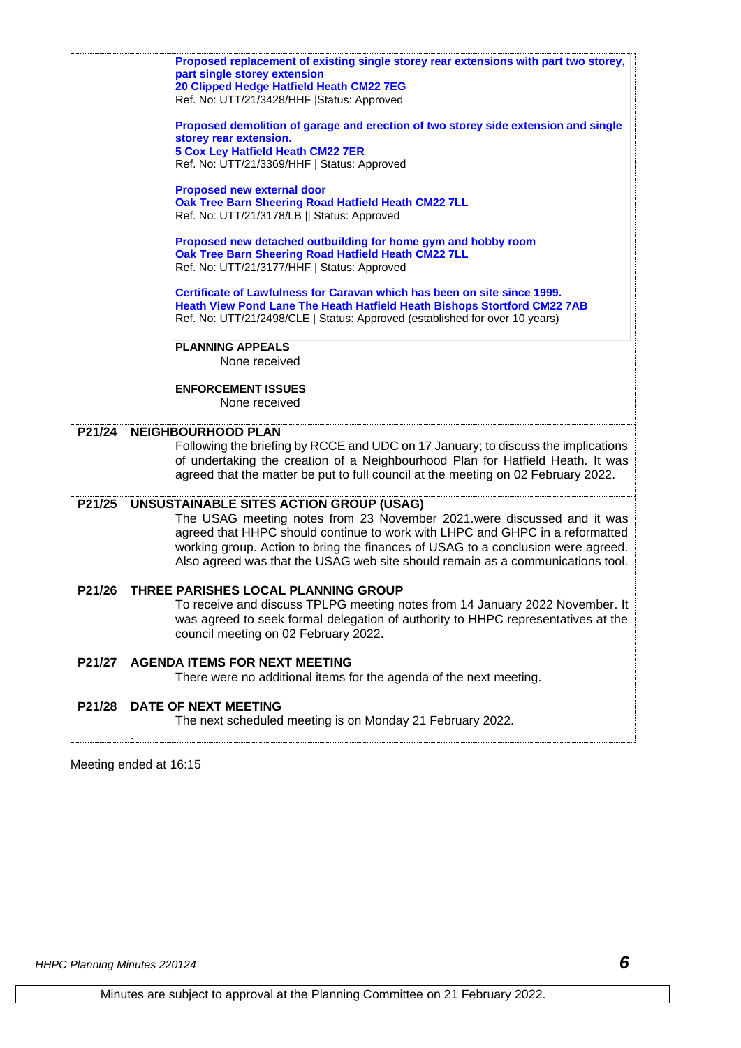| | |
|---|---|
| | **Proposed replacement of existing single storey rear extensions with part two storey, part single storey extension**<br>**20 Clipped Hedge Hatfield Heath CM22 7EG**<br>Ref. No: UTT/21/3428/HHF \|Status: Approved<br><br>**Proposed demolition of garage and erection of two storey side extension and single storey rear extension.**<br>**5 Cox Ley Hatfield Heath CM22 7ER**<br>Ref. No: UTT/21/3369/HHF \| Status: Approved<br><br>**Proposed new external door**<br>**Oak Tree Barn Sheering Road Hatfield Heath CM22 7LL**<br>Ref. No: UTT/21/3178/LB \|\| Status: Approved<br><br>**Proposed new detached outbuilding for home gym and hobby room**<br>**Oak Tree Barn Sheering Road Hatfield Heath CM22 7LL**<br>Ref. No: UTT/21/3177/HHF \| Status: Approved<br><br>**Certificate of Lawfulness for Caravan which has been on site since 1999.**<br>**Heath View Pond Lane The Heath Hatfield Heath Bishops Stortford CM22 7AB**<br>Ref. No: UTT/21/2498/CLE \| Status: Approved (established for over 10 years)<br><br>**PLANNING APPEALS**<br>None received<br><br>**ENFORCEMENT ISSUES**<br>None received |
| **P21/24** | **NEIGHBOURHOOD PLAN**<br>Following the briefing by RCCE and UDC on 17 January; to discuss the implications of undertaking the creation of a Neighbourhood Plan for Hatfield Heath. It was agreed that the matter be put to full council at the meeting on 02 February 2022. |
| **P21/25** | **UNSUSTAINABLE SITES ACTION GROUP (USAG)**<br>The USAG meeting notes from 23 November 2021.were discussed and it was agreed that HHPC should continue to work with LHPC and GHPC in a reformatted working group. Action to bring the finances of USAG to a conclusion were agreed. Also agreed was that the USAG web site should remain as a communications tool. |
| **P21/26** | **THREE PARISHES LOCAL PLANNING GROUP**<br>To receive and discuss TPLPG meeting notes from 14 January 2022 November. It was agreed to seek formal delegation of authority to HHPC representatives at the council meeting on 02 February 2022. |
| **P21/27** | **AGENDA ITEMS FOR NEXT MEETING**<br>There were no additional items for the agenda of the next meeting. |
| **P21/28** | **DATE OF NEXT MEETING**<br>The next scheduled meeting is on Monday 21 February 2022.<br>. |

Meeting ended at 16:15

Minutes are subject to approval at the Planning Committee on 21 February 2022.